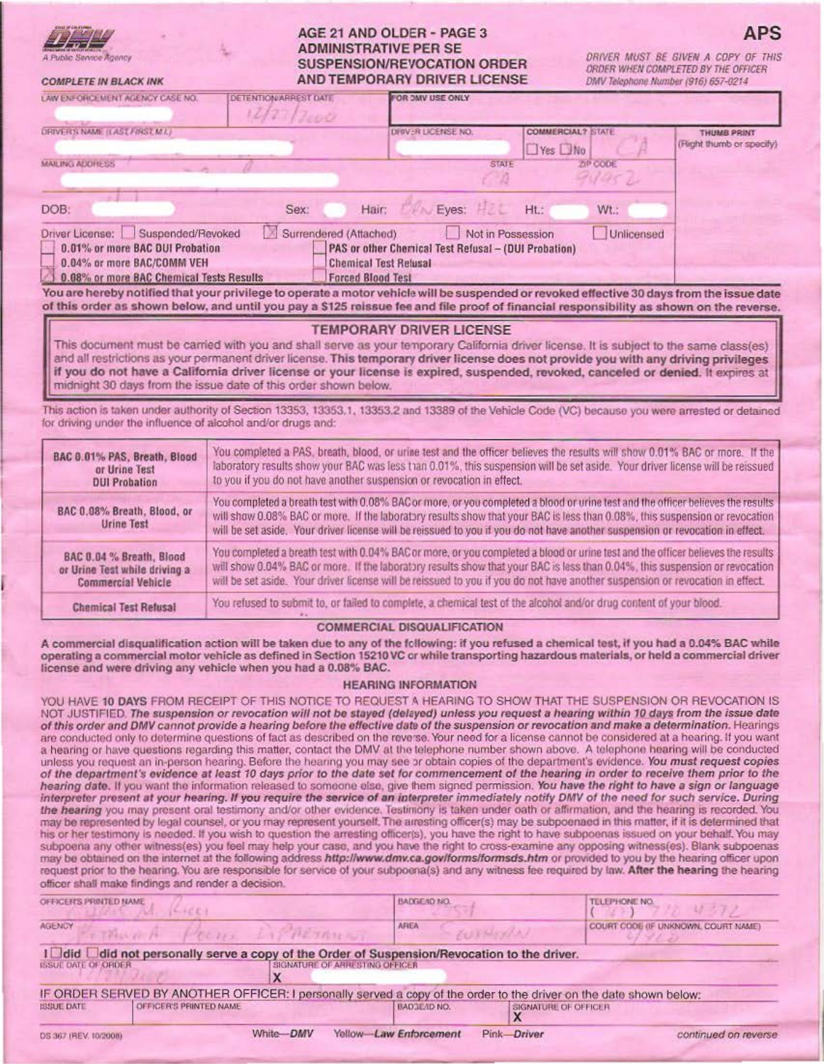DMV A Public Service Agency

COMPLETE IN BLACK INK

# AGE 21 AND OLDER - PAGE 3
# ADMINISTRATIVE PER SE SUSPENSION/REVOCATION ORDER AND TEMPORARY DRIVER LICENSE

**APS**

*DRIVER MUST BE GIVEN A COPY OF THIS ORDER WHEN COMPLETED BY THE OFFICER*
*DMV Telephone Number (916) 657-0214*

| LAW ENFORCEMENT AGENCY CASE NO. | DETENTION/ARREST DATE | FOR DMV USE ONLY |
|---|---|---|
| | 12/27/2000 | |

| DRIVER'S NAME (LAST, FIRST, M.I.) | DRIVER LICENSE NO. | COMMERCIAL? ☐ Yes ☐ No | STATE | THUMB PRINT (Right thumb or specify) |
|---|---|---|---|---|
| | | | CA | |

| MAILING ADDRESS | STATE | ZIP CODE |
|---|---|---|
| | CA | 91952 |

DOB: Sex: Hair: BRN Eyes: HZL Ht.: Wt.:

Driver License: ☐ Suspended/Revoked ☒ Surrendered (Attached) ☐ Not in Possession ☐ Unlicensed

☐ 0.01% or more BAC DUI Probation ☐ PAS or other Chemical Test Refusal – (DUI Probation)
☐ 0.04% or more BAC/COMM VEH ☐ Chemical Test Refusal
☒ 0.08% or more BAC Chemical Tests Results ☐ Forced Blood Test

**You are hereby notified that your privilege to operate a motor vehicle will be suspended or revoked effective 30 days from the issue date of this order as shown below, and until you pay a $125 reissue fee and file proof of financial responsibility as shown on the reverse.**

## TEMPORARY DRIVER LICENSE

This document must be carried with you and shall serve as your temporary California driver license. It is subject to the same class(es) and all restrictions as your permanent driver license. **This temporary driver license does not provide you with any driving privileges if you do not have a California driver license or your license is expired, suspended, revoked, canceled or denied.** It expires at midnight 30 days from the issue date of this order shown below.

This action is taken under authority of Section 13353, 13353.1, 13353.2 and 13389 of the Vehicle Code (VC) because you were arrested or detained for driving under the influence of alcohol and/or drugs and:

| | |
|---|---|
| **BAC 0.01% PAS, Breath, Blood or Urine Test DUI Probation** | You completed a PAS, breath, blood, or urine test and the officer believes the results will show 0.01% BAC or more. If the laboratory results show your BAC was less than 0.01%, this suspension will be set aside. Your driver license will be reissued to you if you do not have another suspension or revocation in effect. |
| **BAC 0.08% Breath, Blood, or Urine Test** | You completed a breath test with 0.08% BAC or more, or you completed a blood or urine test and the officer believes the results will show 0.08% BAC or more. If the laboratory results show that your BAC is less than 0.08%, this suspension or revocation will be set aside. Your driver license will be reissued to you if you do not have another suspension or revocation in effect. |
| **BAC 0.04 % Breath, Blood or Urine Test while driving a Commercial Vehicle** | You completed a breath test with 0.04% BAC or more, or you completed a blood or urine test and the officer believes the results will show 0.04% BAC or more. If the laboratory results show that your BAC is less than 0.04%, this suspension or revocation will be set aside. Your driver license will be reissued to you if you do not have another suspension or revocation in effect. |
| **Chemical Test Refusal** | You refused to submit to, or failed to complete, a chemical test of the alcohol and/or drug content of your blood. |

## COMMERCIAL DISQUALIFICATION

**A commercial disqualification action will be taken due to any of the following: if you refused a chemical test, if you had a 0.04% BAC while operating a commercial motor vehicle as defined in Section 15210 VC or while transporting hazardous materials, or held a commercial driver license and were driving any vehicle when you had a 0.08% BAC.**

## HEARING INFORMATION

YOU HAVE **10 DAYS** FROM RECEIPT OF THIS NOTICE TO REQUEST A HEARING TO SHOW THAT THE SUSPENSION OR REVOCATION IS NOT JUSTIFIED. ***The suspension or revocation will not be stayed (delayed) unless you request a hearing within 10 days from the issue date of this order and DMV cannot provide a hearing before the effective date of the suspension or revocation and make a determination.*** Hearings are conducted only to determine questions of fact as described on the reverse. Your need for a license cannot be considered at a hearing. If you want a hearing or have questions regarding this matter, contact the DMV at the telephone number shown above. A telephone hearing will be conducted unless you request an in-person hearing. Before the hearing you may see or obtain copies of the department's evidence. ***You must request copies of the department's evidence at least 10 days prior to the date set for commencement of the hearing in order to receive them prior to the hearing date.*** If you want the information released to someone else, give them signed permission. ***You have the right to have a sign or language interpreter present at your hearing. If you require the service of an interpreter immediately notify DMV of the need for such service. During the hearing*** you may present oral testimony and/or other evidence. Testimony is taken under oath or affirmation, and the hearing is recorded. You may be represented by legal counsel, or you may represent yourself. The arresting officer(s) may be subpoenaed in this matter, if it is determined that his or her testimony is needed. If you wish to question the arresting officer(s), you have the right to have subpoenas issued on your behalf. You may subpoena any other witness(es) you feel may help your case, and you have the right to cross-examine any opposing witness(es). Blank subpoenas may be obtained on the internet at the following address ***http://www.dmv.ca.gov/forms/formsds.htm*** or provided to you by the hearing officer upon request prior to the hearing. You are responsible for service of your subpoena(s) and any witness fee required by law. **After the hearing** the hearing officer shall make findings and render a decision.

| OFFICER'S PRINTED NAME | BADGE/ID NO. | TELEPHONE NO. |
|---|---|---|
| | 2351 | ( ) 778 4372 |

| AGENCY | AREA | COURT CODE (IF UNKNOWN, COURT NAME) |
|---|---|---|
| | | |

I ☐ did ☐ did not personally serve a copy of the Order of Suspension/Revocation to the driver.

| ISSUE DATE OF ORDER | SIGNATURE OF ARRESTING OFFICER |
|---|---|
| 12/27/2000 | X |

IF ORDER SERVED BY ANOTHER OFFICER: I personally served a copy of the order to the driver on the date shown below:

| ISSUE DATE | OFFICER'S PRINTED NAME | BADGE/ID NO. | SIGNATURE OF OFFICER |
|---|---|---|---|
| | | | X |

DS 367 (REV. 10/2008) White—*DMV* Yellow—*Law Enforcement* Pink—*Driver* *continued on reverse*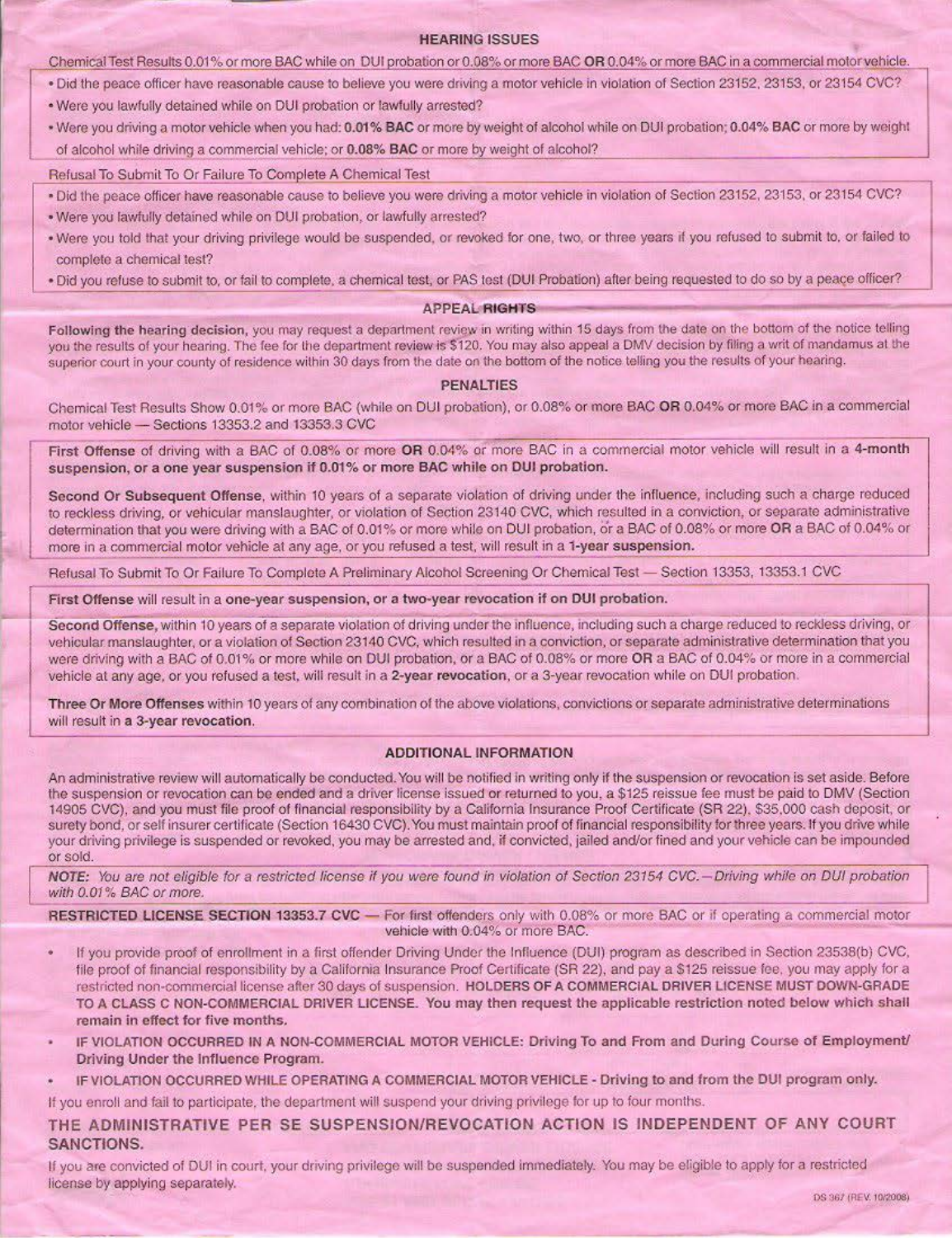## HEARING ISSUES

Chemical Test Results 0.01% or more BAC while on DUI probation or 0.08% or more BAC **OR** 0.04% or more BAC in a commercial motor vehicle.

- Did the peace officer have reasonable cause to believe you were driving a motor vehicle in violation of Section 23152, 23153, or 23154 CVC?
- Were you lawfully detained while on DUI probation or lawfully arrested?
- Were you driving a motor vehicle when you had: **0.01% BAC** or more by weight of alcohol while on DUI probation; **0.04% BAC** or more by weight of alcohol while driving a commercial vehicle; or **0.08% BAC** or more by weight of alcohol?

Refusal To Submit To Or Failure To Complete A Chemical Test

- Did the peace officer have reasonable cause to believe you were driving a motor vehicle in violation of Section 23152, 23153, or 23154 CVC?
- Were you lawfully detained while on DUI probation, or lawfully arrested?
- Were you told that your driving privilege would be suspended, or revoked for one, two, or three years if you refused to submit to, or failed to complete a chemical test?
- Did you refuse to submit to, or fail to complete, a chemical test, or PAS test (DUI Probation) after being requested to do so by a peace officer?

## APPEAL RIGHTS

**Following the hearing decision,** you may request a department review in writing within 15 days from the date on the bottom of the notice telling you the results of your hearing. The fee for the department review is $120. You may also appeal a DMV decision by filing a writ of mandamus at the superior court in your county of residence within 30 days from the date on the bottom of the notice telling you the results of your hearing.

## PENALTIES

Chemical Test Results Show 0.01% or more BAC (while on DUI probation), or 0.08% or more BAC **OR** 0.04% or more BAC in a commercial motor vehicle — Sections 13353.2 and 13353.3 CVC

**First Offense** of driving with a BAC of 0.08% or more **OR** 0.04% or more BAC in a commercial motor vehicle will result in a **4-month suspension, or a one year suspension if 0.01% or more BAC while on DUI probation.**

**Second Or Subsequent Offense**, within 10 years of a separate violation of driving under the influence, including such a charge reduced to reckless driving, or vehicular manslaughter, or violation of Section 23140 CVC, which resulted in a conviction, or separate administrative determination that you were driving with a BAC of 0.01% or more while on DUI probation, or a BAC of 0.08% or more **OR** a BAC of 0.04% or more in a commercial motor vehicle at any age, or you refused a test, will result in a **1-year suspension.**

Refusal To Submit To Or Failure To Complete A Preliminary Alcohol Screening Or Chemical Test — Section 13353, 13353.1 CVC

**First Offense** will result in a **one-year suspension, or a two-year revocation if on DUI probation.**

**Second Offense,** within 10 years of a separate violation of driving under the influence, including such a charge reduced to reckless driving, or vehicular manslaughter, or a violation of Section 23140 CVC, which resulted in a conviction, or separate administrative determination that you were driving with a BAC of 0.01% or more while on DUI probation, or a BAC of 0.08% or more **OR** a BAC of 0.04% or more in a commercial vehicle at any age, or you refused a test, will result in a **2-year revocation**, or a 3-year revocation while on DUI probation.

**Three Or More Offenses** within 10 years of any combination of the above violations, convictions or separate administrative determinations will result in **a 3-year revocation.**

## ADDITIONAL INFORMATION

An administrative review will automatically be conducted. You will be notified in writing only if the suspension or revocation is set aside. Before the suspension or revocation can be ended and a driver license issued or returned to you, a $125 reissue fee must be paid to DMV (Section 14905 CVC), and you must file proof of financial responsibility by a California Insurance Proof Certificate (SR 22), $35,000 cash deposit, or surety bond, or self insurer certificate (Section 16430 CVC). You must maintain proof of financial responsibility for three years. If you drive while your driving privilege is suspended or revoked, you may be arrested and, if convicted, jailed and/or fined and your vehicle can be impounded or sold.

***NOTE:*** *You are not eligible for a restricted license if you were found in violation of Section 23154 CVC.—Driving while on DUI probation with 0.01% BAC or more.*

**RESTRICTED LICENSE SECTION 13353.7 CVC** — For first offenders only with 0.08% or more BAC or if operating a commercial motor vehicle with 0.04% or more BAC.

- If you provide proof of enrollment in a first offender Driving Under the Influence (DUI) program as described in Section 23538(b) CVC, file proof of financial responsibility by a California Insurance Proof Certificate (SR 22), and pay a $125 reissue fee, you may apply for a restricted non-commercial license after 30 days of suspension. **HOLDERS OF A COMMERCIAL DRIVER LICENSE MUST DOWN-GRADE TO A CLASS C NON-COMMERCIAL DRIVER LICENSE. You may then request the applicable restriction noted below which shall remain in effect for five months.**
- **IF VIOLATION OCCURRED IN A NON-COMMERCIAL MOTOR VEHICLE: Driving To and From and During Course of Employment/ Driving Under the Influence Program.**
- **IF VIOLATION OCCURRED WHILE OPERATING A COMMERCIAL MOTOR VEHICLE - Driving to and from the DUI program only.**

If you enroll and fail to participate, the department will suspend your driving privilege for up to four months.

**THE ADMINISTRATIVE PER SE SUSPENSION/REVOCATION ACTION IS INDEPENDENT OF ANY COURT SANCTIONS.**

If you are convicted of DUI in court, your driving privilege will be suspended immediately. You may be eligible to apply for a restricted license by applying separately.

DS 367 (REV. 10/2008)